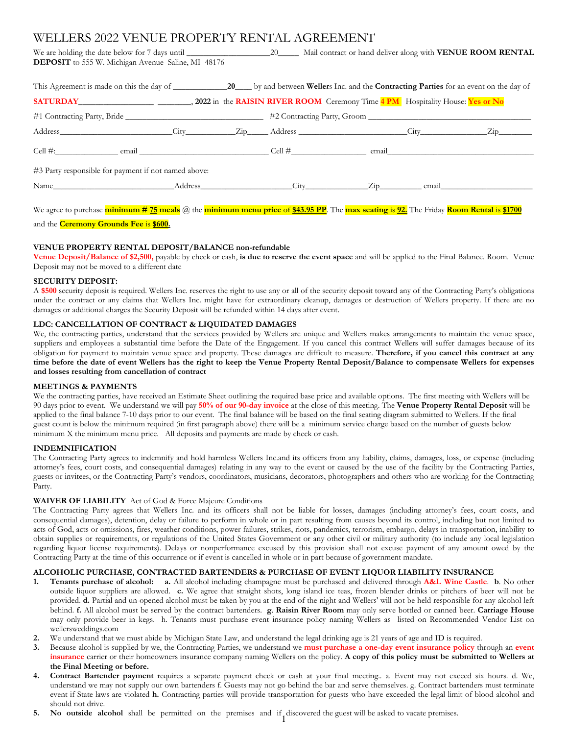# WELLERS 2022 VENUE PROPERTY RENTAL AGREEMENT

We are holding the date below for 7 days until ____________________20_____ Mail contract or hand deliver along with **VENUE ROOM RENTAL DEPOSIT** to 555 W. Michigan Avenue Saline, MI 48176

This Agreement is made on this the day of _____________**20**____ by and between **Weller**s Inc. and the **Contracting Parties** for an event on the day of **SATURDAY**_________________ ________, **2022** in the **RAISIN RIVER ROOM** Ceremony Time **4 PM** Hospitality House: **Yes or No**

#1 Contracting Party, Bride _________________________________ #2 Contracting Party, Groom _______________________________________

Address_________________________City___________Zip_____ Address _________________________City________________Zip________

Cell #:_______________ email _________________________________ Cell #__________________ email___________________________________

#3 Party responsible for payment if not named above:

Name_____________________________Address_____________________City______________Zip__________ email______________________

We agree to purchase **minimum # 75 meals** @ the **minimum menu price** of **$43.95 PP**. The **max seating** is **92.** The Friday **Room Rental** is **$1700** and the **Ceremony Grounds Fee** is **$600.**

**VENUE PROPERTY RENTAL DEPOSIT/BALANCE non-refundable**
**Venue Deposit/Balance of $2,500,** payable by check or cash, **is due to reserve the event space** and will be applied to the Final Balance. Room. Venue Deposit may not be moved to a different date

**SECURITY DEPOSIT:**
A **$500** security deposit is required. Wellers Inc. reserves the right to use any or all of the security deposit toward any of the Contracting Party's obligations under the contract or any claims that Wellers Inc. might have for extraordinary cleanup, damages or destruction of Wellers property. If there are no damages or additional charges the Security Deposit will be refunded within 14 days after event.

**LDC: CANCELLATION OF CONTRACT & LIQUIDATED DAMAGES**
We, the contracting parties, understand that the services provided by Wellers are unique and Wellers makes arrangements to maintain the venue space, suppliers and employees a substantial time before the Date of the Engagement. If you cancel this contract Wellers will suffer damages because of its obligation for payment to maintain venue space and property. These damages are difficult to measure. **Therefore, if you cancel this contract at any time before the date of event Wellers has the right to keep the Venue Property Rental Deposit/Balance to compensate Wellers for expenses and losses resulting from cancellation of contract**

**MEETINGS & PAYMENTS**
We the contracting parties, have received an Estimate Sheet outlining the required base price and available options. The first meeting with Wellers will be 90 days prior to event. We understand we will pay **50% of our 90-day invoice** at the close of this meeting. The **Venue Property Rental Deposit** will be applied to the final balance 7-10 days prior to our event. The final balance will be based on the final seating diagram submitted to Wellers. If the final guest count is below the minimum required (in first paragraph above) there will be a minimum service charge based on the number of guests below minimum X the minimum menu price. All deposits and payments are made by check or cash.

**INDEMNIFICATION**
The Contracting Party agrees to indemnify and hold harmless Wellers Inc.and its officers from any liability, claims, damages, loss, or expense (including attorney's fees, court costs, and consequential damages) relating in any way to the event or caused by the use of the facility by the Contracting Parties, guests or invitees, or the Contracting Party's vendors, coordinators, musicians, decorators, photographers and others who are working for the Contracting Party.

**WAIVER OF LIABILITY** Act of God & Force Majeure Conditions
The Contracting Party agrees that Wellers Inc. and its officers shall not be liable for losses, damages (including attorney's fees, court costs, and consequential damages), detention, delay or failure to perform in whole or in part resulting from causes beyond its control, including but not limited to acts of God, acts or omissions, fires, weather conditions, power failures, strikes, riots, pandemics, terrorism, embargo, delays in transportation, inability to obtain supplies or requirements, or regulations of the United States Government or any other civil or military authority (to include any local legislation regarding liquor license requirements). Delays or nonperformance excused by this provision shall not excuse payment of any amount owed by the Contracting Party at the time of this occurrence or if event is cancelled in whole or in part because of government mandate.

**ALCOHOLIC PURCHASE, CONTRACTED BARTENDERS & PURCHASE OF EVENT LIQUOR LIABILITY INSURANCE**

1. **Tenants purchase of alcohol:** **a.** All alcohol including champagne must be purchased and delivered through **A&L Wine Castle**. **b**. No other outside liquor suppliers are allowed. **c.** We agree that straight shots, long island ice teas, frozen blender drinks or pitchers of beer will not be provided. **d.** Partial and un-opened alcohol must be taken by you at the end of the night and Wellers' will not be held responsible for any alcohol left behind. **f.** All alcohol must be served by the contract bartenders. **g**. **Raisin River Room** may only serve bottled or canned beer. **Carriage House** may only provide beer in kegs. h. Tenants must purchase event insurance policy naming Wellers as listed on Recommended Vendor List on wellersweddings.com
2. We understand that we must abide by Michigan State Law, and understand the legal drinking age is 21 years of age and ID is required.
3. Because alcohol is supplied by we, the Contracting Parties, we understand we **must purchase a one-day event insurance policy** through an **event insurance** carrier or their homeowners insurance company naming Wellers on the policy. **A copy of this policy must be submitted to Wellers at the Final Meeting or before.**
4. **Contract Bartender payment** requires a separate payment check or cash at your final meeting.. a. Event may not exceed six hours. d. We, understand we may not supply our own bartenders f. Guests may not go behind the bar and serve themselves. g. Contract bartenders must terminate event if State laws are violated **h.** Contracting parties will provide transportation for guests who have exceeded the legal limit of blood alcohol and should not drive.
5. **No outside alcohol** shall be permitted on the premises and if discovered the guest will be asked to vacate premises.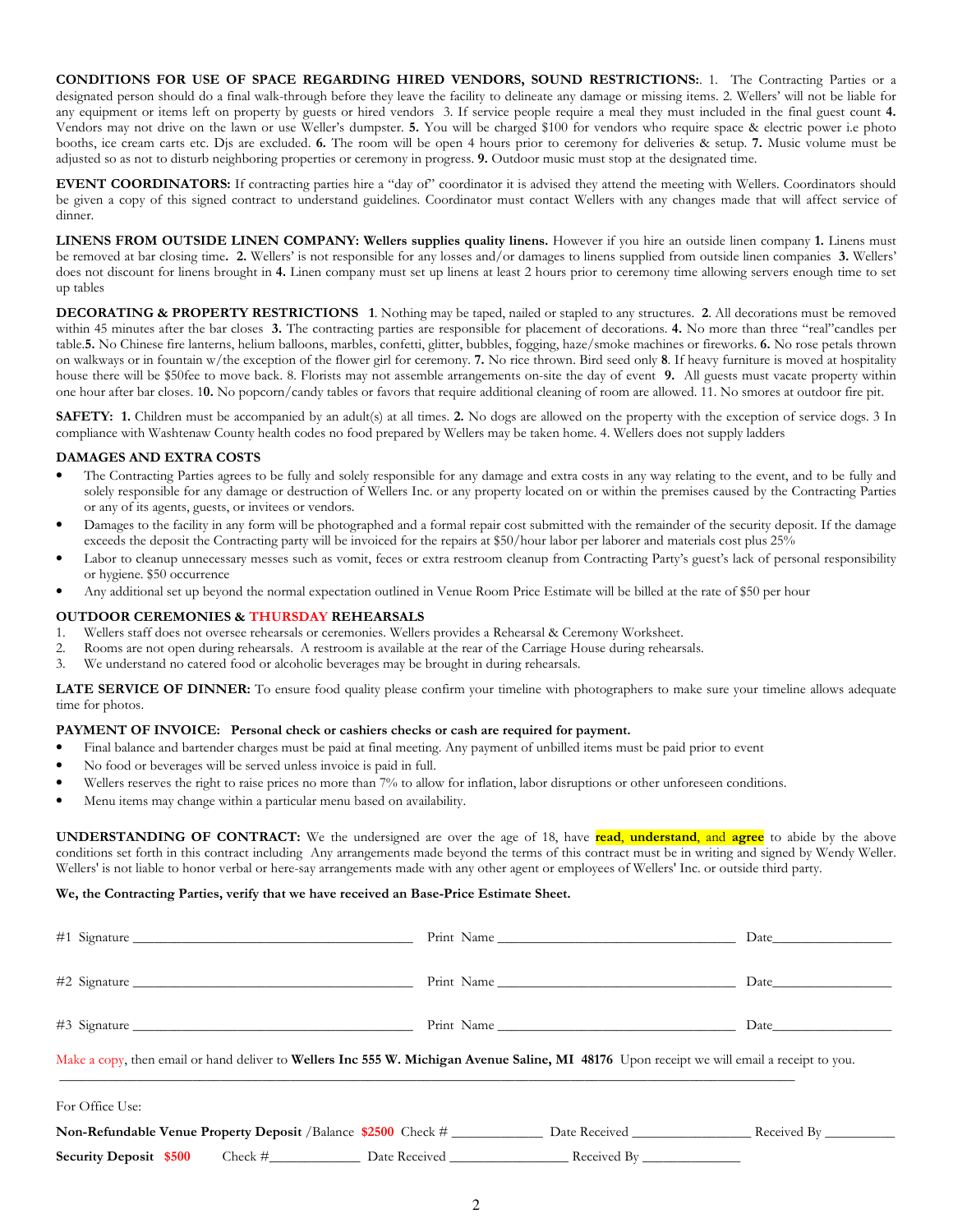**CONDITIONS FOR USE OF SPACE REGARDING HIRED VENDORS, SOUND RESTRICTIONS:**. 1. The Contracting Parties or a designated person should do a final walk-through before they leave the facility to delineate any damage or missing items. 2. Wellers' will not be liable for any equipment or items left on property by guests or hired vendors 3. If service people require a meal they must included in the final guest count **4.** Vendors may not drive on the lawn or use Weller's dumpster. **5.** You will be charged $100 for vendors who require space & electric power i.e photo booths, ice cream carts etc. Djs are excluded. **6.** The room will be open 4 hours prior to ceremony for deliveries & setup. **7.** Music volume must be adjusted so as not to disturb neighboring properties or ceremony in progress. **9.** Outdoor music must stop at the designated time.

**EVENT COORDINATORS:** If contracting parties hire a "day of" coordinator it is advised they attend the meeting with Wellers. Coordinators should be given a copy of this signed contract to understand guidelines. Coordinator must contact Wellers with any changes made that will affect service of dinner.

**LINENS FROM OUTSIDE LINEN COMPANY: Wellers supplies quality linens.** However if you hire an outside linen company **1.** Linens must be removed at bar closing time**. 2.** Wellers' is not responsible for any losses and/or damages to linens supplied from outside linen companies **3.** Wellers' does not discount for linens brought in **4.** Linen company must set up linens at least 2 hours prior to ceremony time allowing servers enough time to set up tables

**DECORATING & PROPERTY RESTRICTIONS 1**. Nothing may be taped, nailed or stapled to any structures. **2**. All decorations must be removed within 45 minutes after the bar closes **3.** The contracting parties are responsible for placement of decorations. **4.** No more than three "real"candles per table.**5.** No Chinese fire lanterns, helium balloons, marbles, confetti, glitter, bubbles, fogging, haze/smoke machines or fireworks. **6.** No rose petals thrown on walkways or in fountain w/the exception of the flower girl for ceremony. **7.** No rice thrown. Bird seed only **8**. If heavy furniture is moved at hospitality house there will be $50fee to move back. 8. Florists may not assemble arrangements on-site the day of event **9.** All guests must vacate property within one hour after bar closes. 1**0.** No popcorn/candy tables or favors that require additional cleaning of room are allowed. 11. No smores at outdoor fire pit.

**SAFETY: 1.** Children must be accompanied by an adult(s) at all times. **2.** No dogs are allowed on the property with the exception of service dogs. 3 In compliance with Washtenaw County health codes no food prepared by Wellers may be taken home. 4. Wellers does not supply ladders

**DAMAGES AND EXTRA COSTS**

- The Contracting Parties agrees to be fully and solely responsible for any damage and extra costs in any way relating to the event, and to be fully and solely responsible for any damage or destruction of Wellers Inc. or any property located on or within the premises caused by the Contracting Parties or any of its agents, guests, or invitees or vendors.
- Damages to the facility in any form will be photographed and a formal repair cost submitted with the remainder of the security deposit. If the damage exceeds the deposit the Contracting party will be invoiced for the repairs at $50/hour labor per laborer and materials cost plus 25%
- Labor to cleanup unnecessary messes such as vomit, feces or extra restroom cleanup from Contracting Party's guest's lack of personal responsibility or hygiene. $50 occurrence
- Any additional set up beyond the normal expectation outlined in Venue Room Price Estimate will be billed at the rate of $50 per hour

**OUTDOOR CEREMONIES & THURSDAY REHEARSALS**

1. Wellers staff does not oversee rehearsals or ceremonies. Wellers provides a Rehearsal & Ceremony Worksheet.
2. Rooms are not open during rehearsals. A restroom is available at the rear of the Carriage House during rehearsals.
3. We understand no catered food or alcoholic beverages may be brought in during rehearsals.

**LATE SERVICE OF DINNER:** To ensure food quality please confirm your timeline with photographers to make sure your timeline allows adequate time for photos.

**PAYMENT OF INVOICE: Personal check or cashiers checks or cash are required for payment.**

- Final balance and bartender charges must be paid at final meeting. Any payment of unbilled items must be paid prior to event
- No food or beverages will be served unless invoice is paid in full.
- Wellers reserves the right to raise prices no more than 7% to allow for inflation, labor disruptions or other unforeseen conditions.
- Menu items may change within a particular menu based on availability.

**UNDERSTANDING OF CONTRACT:** We the undersigned are over the age of 18, have **read**, **understand**, and **agree** to abide by the above conditions set forth in this contract including Any arrangements made beyond the terms of this contract must be in writing and signed by Wendy Weller. Wellers' is not liable to honor verbal or here-say arrangements made with any other agent or employees of Wellers' Inc. or outside third party.

**We, the Contracting Parties, verify that we have received an Base-Price Estimate Sheet.**

#1 Signature ______________________ Print Name ______________________ Date____________

#2 Signature ______________________ Print Name ______________________ Date____________

#3 Signature ______________________ Print Name ______________________ Date____________

Make a copy, then email or hand deliver to **Wellers Inc 555 W. Michigan Avenue Saline, MI 48176** Upon receipt we will email a receipt to you.

---

For Office Use:

**Non-Refundable Venue Property Deposit** /Balance $2500 Check # __________ Date Received ______________ Received By ________

**Security Deposit** $500 Check #__________ Date Received ______________ Received By ____________